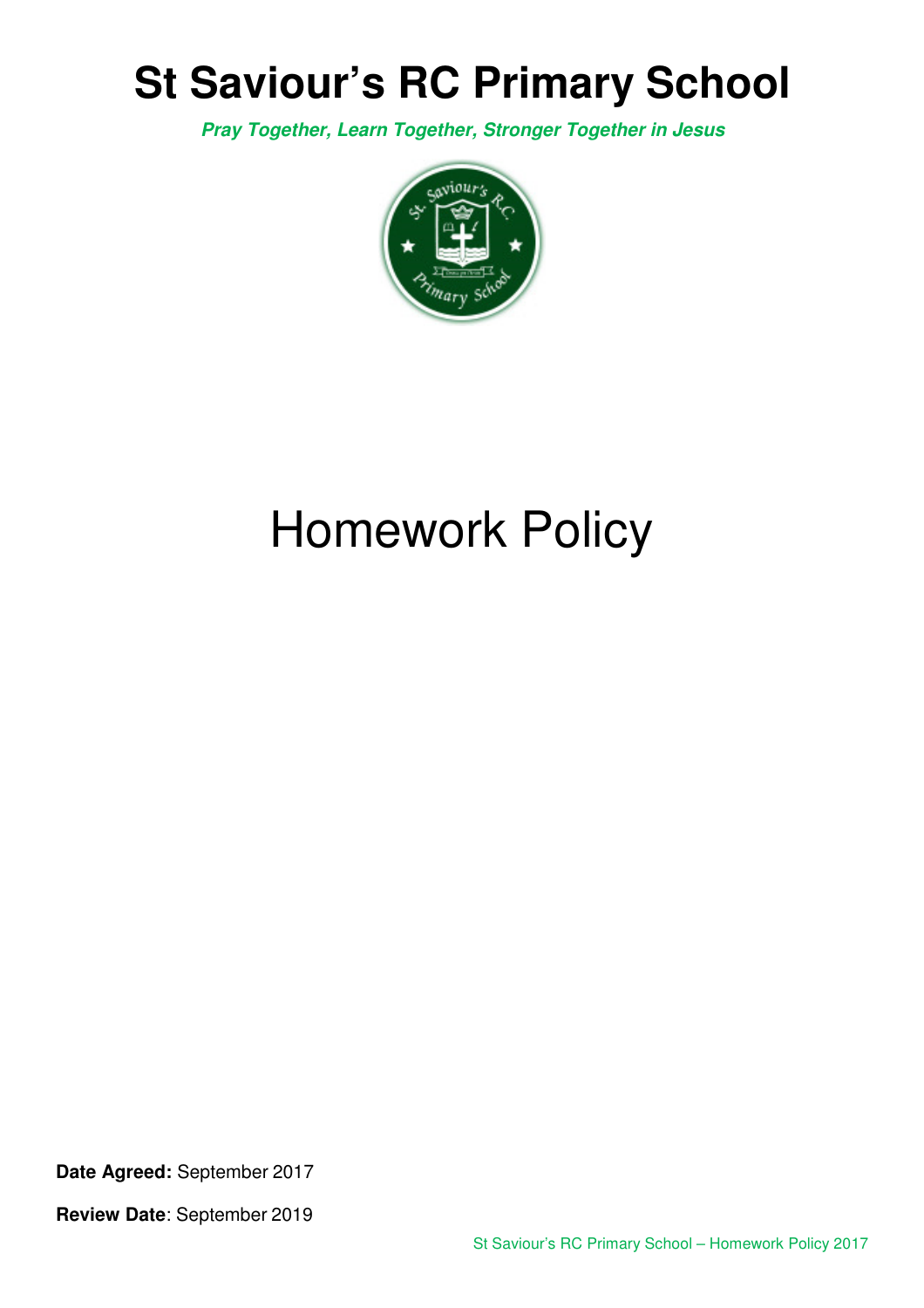# St Saviour's RC Primary School

***Pray Together, Learn Together, Stronger Together in Jesus***

# Homework Policy

**Date Agreed:** September 2017

**Review Date**: September 2019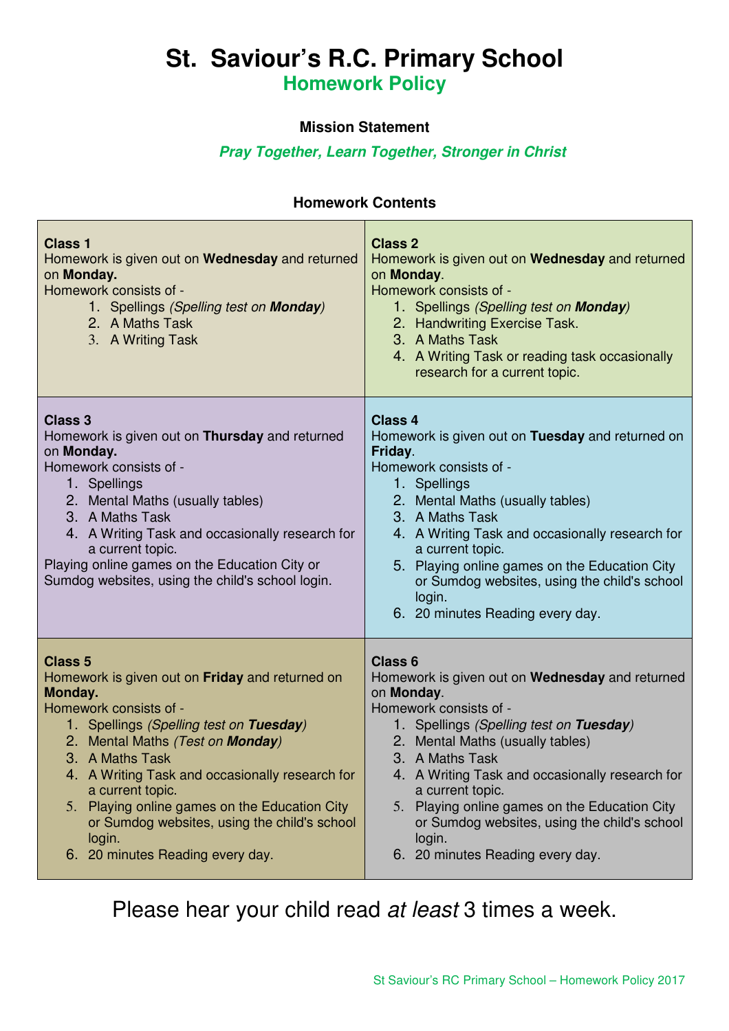# St. Saviour's R.C. Primary School

## Homework Policy

**Mission Statement**

***Pray Together, Learn Together, Stronger in Christ***

**Homework Contents**

**Class 1**
Homework is given out on **Wednesday** and returned on **Monday.**
Homework consists of -
1. Spellings *(Spelling test on **Monday**)*
2. A Maths Task
3. A Writing Task

**Class 2**
Homework is given out on **Wednesday** and returned on **Monday**.
Homework consists of -
1. Spellings *(Spelling test on **Monday**)*
2. Handwriting Exercise Task.
3. A Maths Task
4. A Writing Task or reading task occasionally research for a current topic.

**Class 3**
Homework is given out on **Thursday** and returned on **Monday.**
Homework consists of -
1. Spellings
2. Mental Maths (usually tables)
3. A Maths Task
4. A Writing Task and occasionally research for a current topic.

Playing online games on the Education City or Sumdog websites, using the child's school login.

**Class 4**
Homework is given out on **Tuesday** and returned on **Friday**.
Homework consists of -
1. Spellings
2. Mental Maths (usually tables)
3. A Maths Task
4. A Writing Task and occasionally research for a current topic.
5. Playing online games on the Education City or Sumdog websites, using the child's school login.
6. 20 minutes Reading every day.

**Class 5**
Homework is given out on **Friday** and returned on **Monday.**
Homework consists of -
1. Spellings *(Spelling test on **Tuesday**)*
2. Mental Maths *(Test on **Monday**)*
3. A Maths Task
4. A Writing Task and occasionally research for a current topic.
5. Playing online games on the Education City or Sumdog websites, using the child's school login.
6. 20 minutes Reading every day.

**Class 6**
Homework is given out on **Wednesday** and returned on **Monday**.
Homework consists of -
1. Spellings *(Spelling test on **Tuesday**)*
2. Mental Maths (usually tables)
3. A Maths Task
4. A Writing Task and occasionally research for a current topic.
5. Playing online games on the Education City or Sumdog websites, using the child's school login.
6. 20 minutes Reading every day.

Please hear your child read *at least* 3 times a week.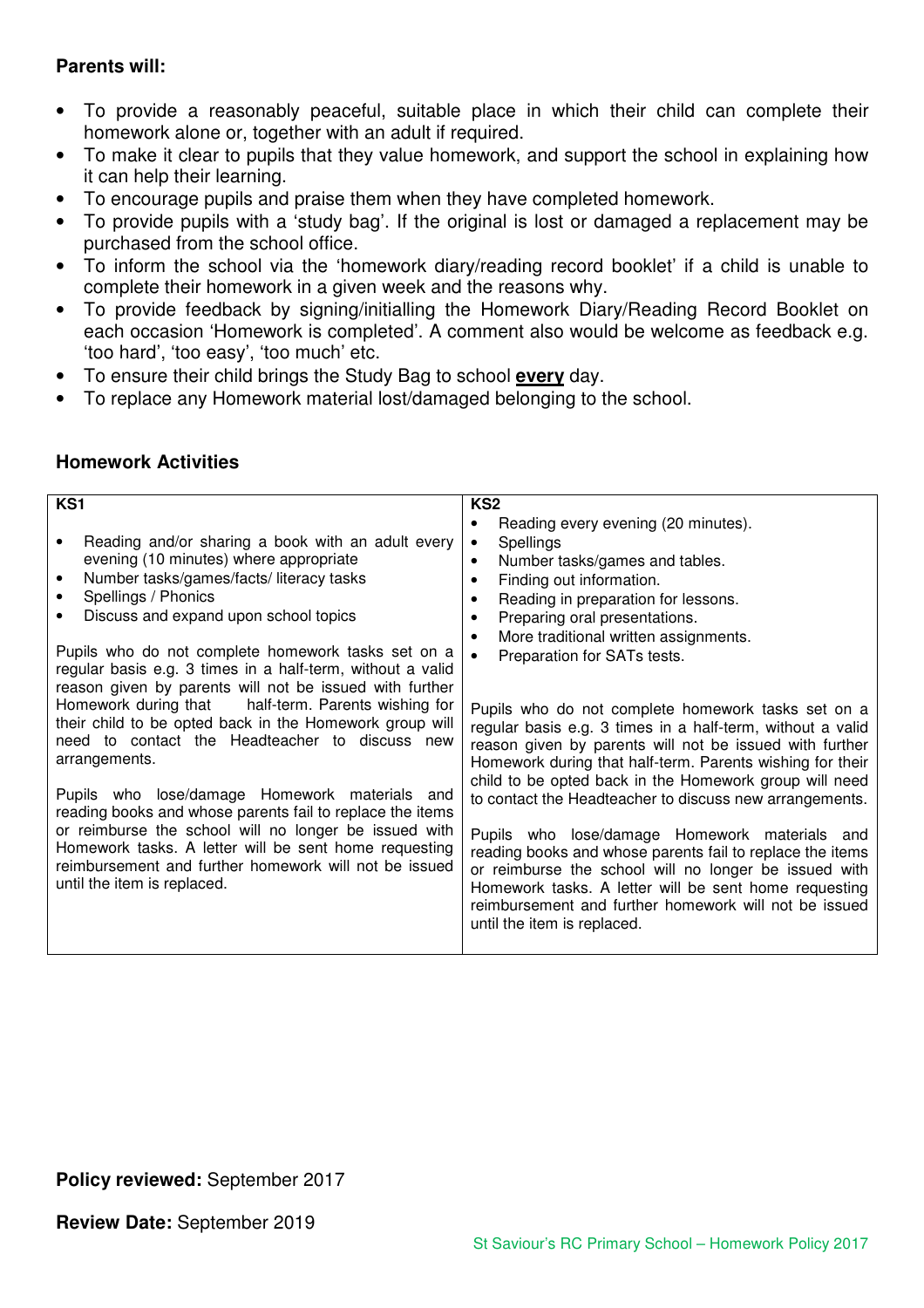**Parents will:**

- To provide a reasonably peaceful, suitable place in which their child can complete their homework alone or, together with an adult if required.
- To make it clear to pupils that they value homework, and support the school in explaining how it can help their learning.
- To encourage pupils and praise them when they have completed homework.
- To provide pupils with a 'study bag'. If the original is lost or damaged a replacement may be purchased from the school office.
- To inform the school via the 'homework diary/reading record booklet' if a child is unable to complete their homework in a given week and the reasons why.
- To provide feedback by signing/initialling the Homework Diary/Reading Record Booklet on each occasion 'Homework is completed'. A comment also would be welcome as feedback e.g. 'too hard', 'too easy', 'too much' etc.
- To ensure their child brings the Study Bag to school **<u>every</u>** day.
- To replace any Homework material lost/damaged belonging to the school.

**Homework Activities**

| KS1 | KS2 |
|---|---|
| • Reading and/or sharing a book with an adult every evening (10 minutes) where appropriate<br>• Number tasks/games/facts/ literacy tasks<br>• Spellings / Phonics<br>• Discuss and expand upon school topics<br><br>Pupils who do not complete homework tasks set on a regular basis e.g. 3 times in a half-term, without a valid reason given by parents will not be issued with further Homework during that half-term. Parents wishing for their child to be opted back in the Homework group will need to contact the Headteacher to discuss new arrangements.<br><br>Pupils who lose/damage Homework materials and reading books and whose parents fail to replace the items or reimburse the school will no longer be issued with Homework tasks. A letter will be sent home requesting reimbursement and further homework will not be issued until the item is replaced. | • Reading every evening (20 minutes).<br>• Spellings<br>• Number tasks/games and tables.<br>• Finding out information.<br>• Reading in preparation for lessons.<br>• Preparing oral presentations.<br>• More traditional written assignments.<br>• Preparation for SATs tests.<br><br>Pupils who do not complete homework tasks set on a regular basis e.g. 3 times in a half-term, without a valid reason given by parents will not be issued with further Homework during that half-term. Parents wishing for their child to be opted back in the Homework group will need to contact the Headteacher to discuss new arrangements.<br><br>Pupils who lose/damage Homework materials and reading books and whose parents fail to replace the items or reimburse the school will no longer be issued with Homework tasks. A letter will be sent home requesting reimbursement and further homework will not be issued until the item is replaced. |

**Policy reviewed:** September 2017

**Review Date:** September 2019